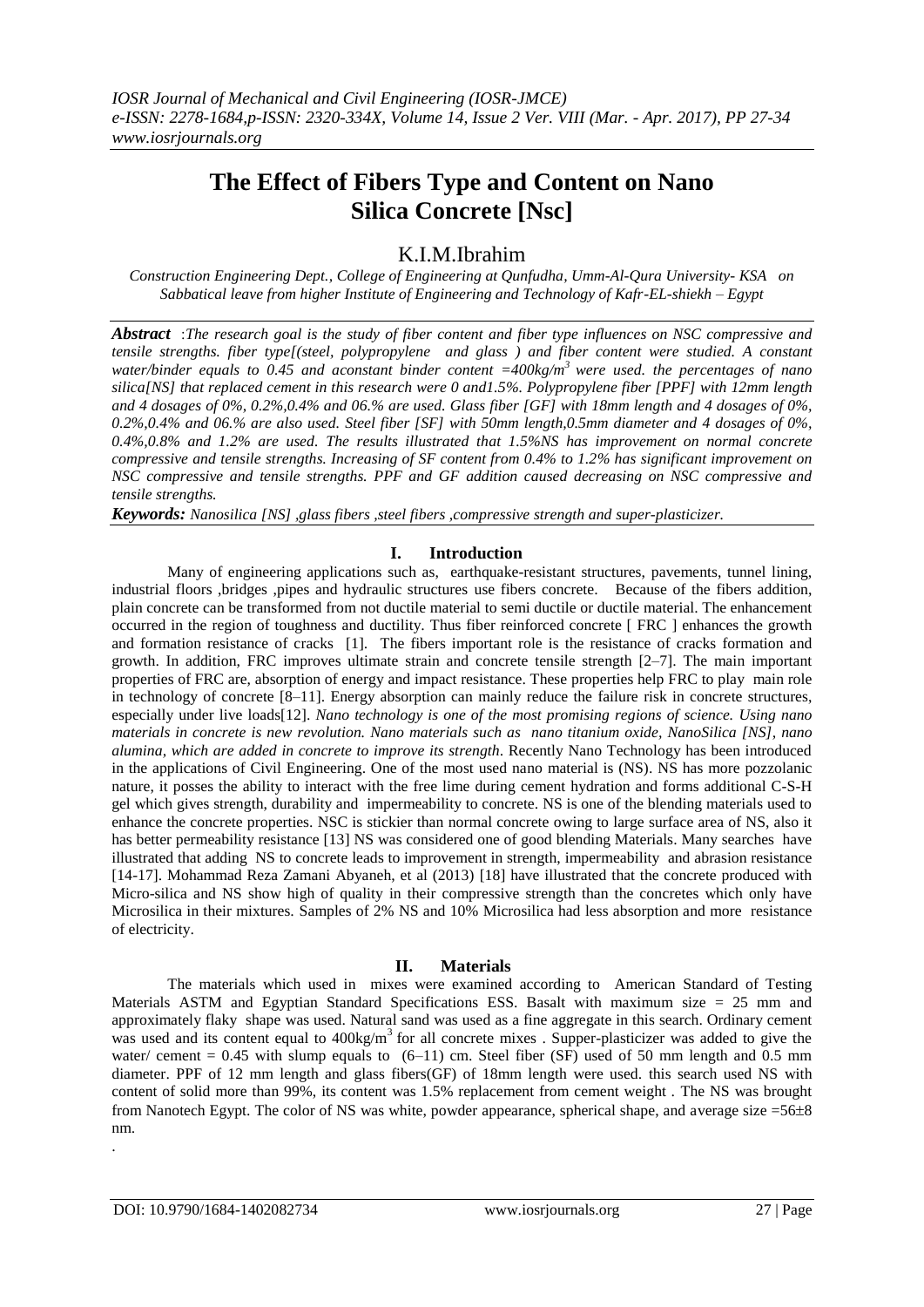# The Effect of Fibers Type and Content on Nano Silica Concrete [Nsc]

## K.I.M.Ibrahim

*Construction Engineering Dept., College of Engineering at Qunfudha, Umm-Al-Qura University- KSA on Sabbatical leave from higher Institute of Engineering and Technology of Kafr-EL-shiekh – Egypt*

***Abstract*** *:The research goal is the study of fiber content and fiber type influences on NSC compressive and tensile strengths. fiber type[(steel, polypropylene and glass ) and fiber content were studied. A constant water/binder equals to 0.45 and aconstant binder content =400kg/m$^3$ were used. the percentages of nano silica[NS] that replaced cement in this research were 0 and1.5%. Polypropylene fiber [PPF] with 12mm length and 4 dosages of 0%, 0.2%,0.4% and 06.% are used. Glass fiber [GF] with 18mm length and 4 dosages of 0%, 0.2%,0.4% and 06.% are also used. Steel fiber [SF] with 50mm length,0.5mm diameter and 4 dosages of 0%, 0.4%,0.8% and 1.2% are used. The results illustrated that 1.5%NS has improvement on normal concrete compressive and tensile strengths. Increasing of SF content from 0.4% to 1.2% has significant improvement on NSC compressive and tensile strengths. PPF and GF addition caused decreasing on NSC compressive and tensile strengths.*

***Keywords:*** *Nanosilica [NS] ,glass fibers ,steel fibers ,compressive strength and super-plasticizer.*

## I. Introduction

Many of engineering applications such as, earthquake-resistant structures, pavements, tunnel lining, industrial floors ,bridges ,pipes and hydraulic structures use fibers concrete. Because of the fibers addition, plain concrete can be transformed from not ductile material to semi ductile or ductile material. The enhancement occurred in the region of toughness and ductility. Thus fiber reinforced concrete [ FRC ] enhances the growth and formation resistance of cracks [1]. The fibers important role is the resistance of cracks formation and growth. In addition, FRC improves ultimate strain and concrete tensile strength [2–7]. The main important properties of FRC are, absorption of energy and impact resistance. These properties help FRC to play main role in technology of concrete [8–11]. Energy absorption can mainly reduce the failure risk in concrete structures, especially under live loads[12]. *Nano technology is one of the most promising regions of science. Using nano materials in concrete is new revolution. Nano materials such as nano titanium oxide, NanoSilica [NS], nano alumina, which are added in concrete to improve its strength.* Recently Nano Technology has been introduced in the applications of Civil Engineering. One of the most used nano material is (NS). NS has more pozzolanic nature, it posses the ability to interact with the free lime during cement hydration and forms additional C-S-H gel which gives strength, durability and impermeability to concrete. NS is one of the blending materials used to enhance the concrete properties. NSC is stickier than normal concrete owing to large surface area of NS, also it has better permeability resistance [13] NS was considered one of good blending Materials. Many searches have illustrated that adding NS to concrete leads to improvement in strength, impermeability and abrasion resistance [14-17]. Mohammad Reza Zamani Abyaneh, et al (2013) [18] have illustrated that the concrete produced with Micro-silica and NS show high of quality in their compressive strength than the concretes which only have Microsilica in their mixtures. Samples of 2% NS and 10% Microsilica had less absorption and more resistance of electricity.

## II. Materials

The materials which used in mixes were examined according to American Standard of Testing Materials ASTM and Egyptian Standard Specifications ESS. Basalt with maximum size = 25 mm and approximately flaky shape was used. Natural sand was used as a fine aggregate in this search. Ordinary cement was used and its content equal to 400kg/m$^3$ for all concrete mixes . Supper-plasticizer was added to give the water/ cement = 0.45 with slump equals to (6–11) cm. Steel fiber (SF) used of 50 mm length and 0.5 mm diameter. PPF of 12 mm length and glass fibers(GF) of 18mm length were used. this search used NS with content of solid more than 99%, its content was 1.5% replacement from cement weight . The NS was brought from Nanotech Egypt. The color of NS was white, powder appearance, spherical shape, and average size =56±8 nm.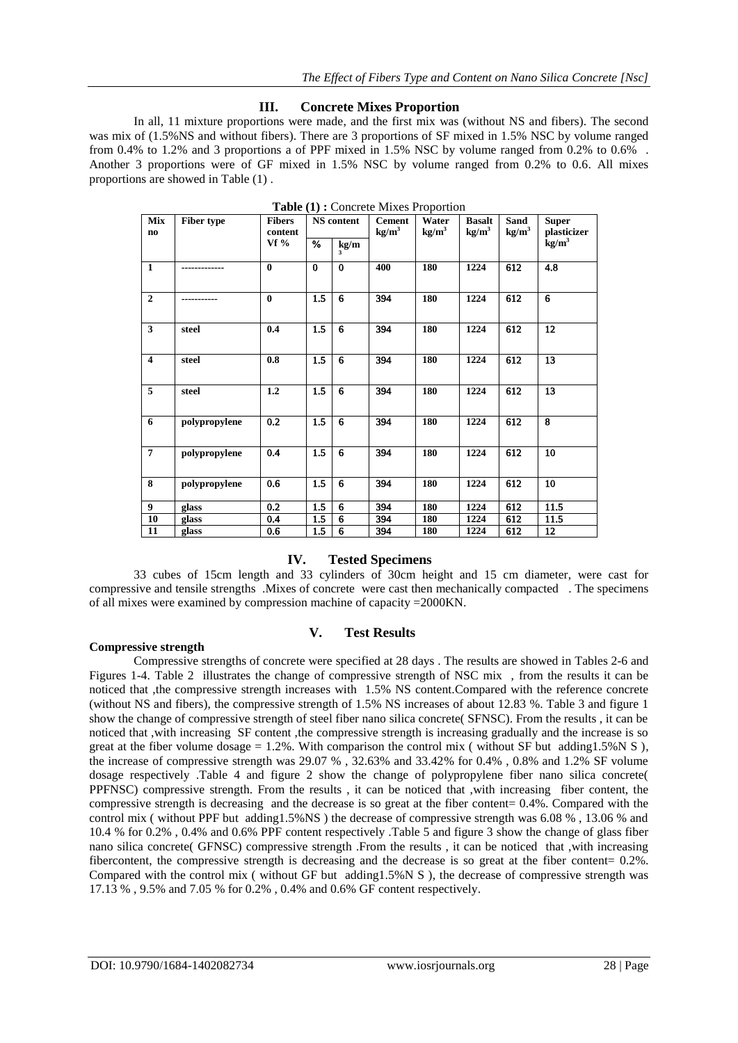## III. Concrete Mixes Proportion

In all, 11 mixture proportions were made, and the first mix was (without NS and fibers). The second was mix of (1.5%NS and without fibers). There are 3 proportions of SF mixed in 1.5% NSC by volume ranged from 0.4% to 1.2% and 3 proportions a of PPF mixed in 1.5% NSC by volume ranged from 0.2% to 0.6% . Another 3 proportions were of GF mixed in 1.5% NSC by volume ranged from 0.2% to 0.6. All mixes proportions are showed in Table (1) .

**Table (1) :** Concrete Mixes Proportion

| Mix no | Fiber type | Fibers content Vf % | NS content | | Cement $kg/m^3$ | Water $kg/m^3$ | Basalt $kg/m^3$ | Sand $kg/m^3$ | Super plasticizer $kg/m^3$ |
|---|---|---|---|---|---|---|---|---|---|
| | | | % | $kg/m^3$ | | | | | |
| 1 | ------------- | 0 | 0 | 0 | 400 | 180 | 1224 | 612 | 4.8 |
| 2 | ----------- | 0 | 1.5 | 6 | 394 | 180 | 1224 | 612 | 6 |
| 3 | steel | 0.4 | 1.5 | 6 | 394 | 180 | 1224 | 612 | 12 |
| 4 | steel | 0.8 | 1.5 | 6 | 394 | 180 | 1224 | 612 | 13 |
| 5 | steel | 1.2 | 1.5 | 6 | 394 | 180 | 1224 | 612 | 13 |
| 6 | polypropylene | 0.2 | 1.5 | 6 | 394 | 180 | 1224 | 612 | 8 |
| 7 | polypropylene | 0.4 | 1.5 | 6 | 394 | 180 | 1224 | 612 | 10 |
| 8 | polypropylene | 0.6 | 1.5 | 6 | 394 | 180 | 1224 | 612 | 10 |
| 9 | glass | 0.2 | 1.5 | 6 | 394 | 180 | 1224 | 612 | 11.5 |
| 10 | glass | 0.4 | 1.5 | 6 | 394 | 180 | 1224 | 612 | 11.5 |
| 11 | glass | 0.6 | 1.5 | 6 | 394 | 180 | 1224 | 612 | 12 |

## IV. Tested Specimens

33 cubes of 15cm length and 33 cylinders of 30cm height and 15 cm diameter, were cast for compressive and tensile strengths .Mixes of concrete were cast then mechanically compacted . The specimens of all mixes were examined by compression machine of capacity =2000KN.

## V. Test Results

**Compressive strength**

Compressive strengths of concrete were specified at 28 days . The results are showed in Tables 2-6 and Figures 1-4. Table 2 illustrates the change of compressive strength of NSC mix , from the results it can be noticed that ,the compressive strength increases with 1.5% NS content.Compared with the reference concrete (without NS and fibers), the compressive strength of 1.5% NS increases of about 12.83 %. Table 3 and figure 1 show the change of compressive strength of steel fiber nano silica concrete( SFNSC). From the results , it can be noticed that ,with increasing SF content ,the compressive strength is increasing gradually and the increase is so great at the fiber volume dosage = 1.2%. With comparison the control mix ( without SF but adding1.5%N S ), the increase of compressive strength was 29.07 % , 32.63% and 33.42% for 0.4% , 0.8% and 1.2% SF volume dosage respectively .Table 4 and figure 2 show the change of polypropylene fiber nano silica concrete( PPFNSC) compressive strength. From the results , it can be noticed that ,with increasing fiber content, the compressive strength is decreasing and the decrease is so great at the fiber content= 0.4%. Compared with the control mix ( without PPF but adding1.5%NS ) the decrease of compressive strength was 6.08 % , 13.06 % and 10.4 % for 0.2% , 0.4% and 0.6% PPF content respectively .Table 5 and figure 3 show the change of glass fiber nano silica concrete( GFNSC) compressive strength .From the results , it can be noticed that ,with increasing fibercontent, the compressive strength is decreasing and the decrease is so great at the fiber content= 0.2%. Compared with the control mix ( without GF but adding1.5%N S ), the decrease of compressive strength was 17.13 % , 9.5% and 7.05 % for 0.2% , 0.4% and 0.6% GF content respectively.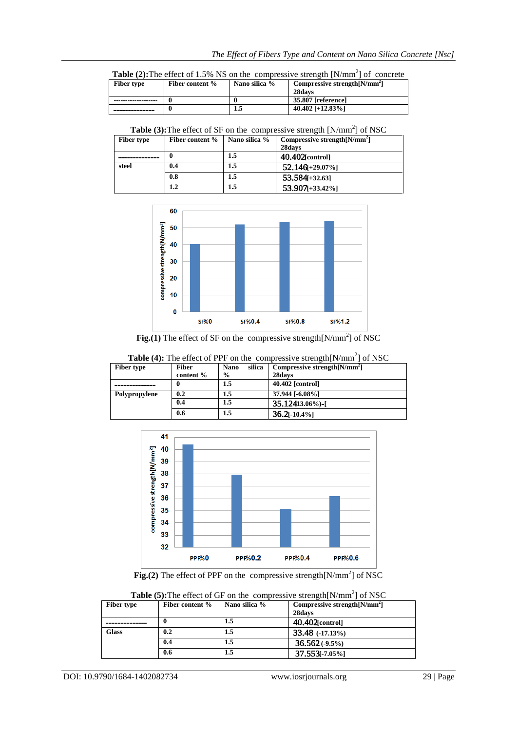**Table (2):**The effect of 1.5% NS on the compressive strength [N/mm$^2$] of concrete

| Fiber type | Fiber content % | Nano silica % | Compressive strength[N/mm$^2$] 28days |
|---|---|---|---|
| ------------------- | 0 | 0 | 35.807 [reference] |
| -------------- | 0 | 1.5 | 40.402 [+12.83%] |

**Table (3):**The effect of SF on the compressive strength [N/mm$^2$] of NSC

| Fiber type | Fiber content % | Nano silica % | Compressive strength[N/mm$^2$] 28days |
|---|---|---|---|
| -------------- | 0 | 1.5 | 40.402[control] |
| steel | 0.4 | 1.5 | 52.146[+29.07%] |
| | 0.8 | 1.5 | 53.584[+32.63] |
| | 1.2 | 1.5 | 53.907[+33.42%] |

**Fig.(1)** The effect of SF on the compressive strength[N/mm$^2$] of NSC

**Table (4):** The effect of PPF on the compressive strength[N/mm$^2$] of NSC

| Fiber type | Fiber content % | Nano silica % | Compressive strength[N/mm$^2$] 28days |
|---|---|---|---|
| -------------- | 0 | 1.5 | 40.402 [control] |
| Polypropylene | 0.2 | 1.5 | 37.944 [-6.08%] |
| | 0.4 | 1.5 | 35.12413.06%)-[ |
| | 0.6 | 1.5 | 36.2[-10.4%] |

**Fig.(2)** The effect of PPF on the compressive strength[N/mm$^2$] of NSC

**Table (5):**The effect of GF on the compressive strength[N/mm$^2$] of NSC

| Fiber type | Fiber content % | Nano silica % | Compressive strength[N/mm$^2$] 28days |
|---|---|---|---|
| -------------- | 0 | 1.5 | 40.402[control] |
| Glass | 0.2 | 1.5 | 33.48 (-17.13%) |
| | 0.4 | 1.5 | 36.562 (-9.5%) |
| | 0.6 | 1.5 | 37.553[-7.05%] |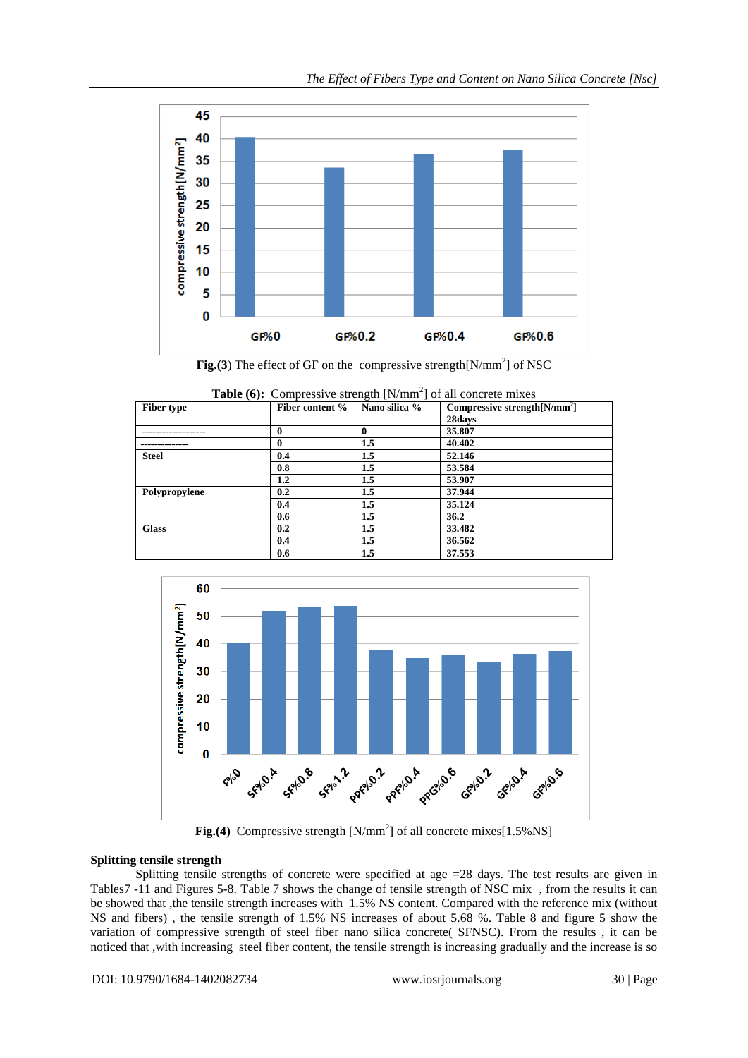Fig.(3) The effect of GF on the compressive strength[N/mm$^2$] of NSC

**Table (6):** Compressive strength [N/mm$^2$] of all concrete mixes

| Fiber type | Fiber content % | Nano silica % | Compressive strength[N/mm$^2$] 28days |
|---|---|---|---|
| ------------------- | 0 | 0 | 35.807 |
| -------------- | 0 | 1.5 | 40.402 |
| Steel | 0.4 | 1.5 | 52.146 |
| | 0.8 | 1.5 | 53.584 |
| | 1.2 | 1.5 | 53.907 |
| Polypropylene | 0.2 | 1.5 | 37.944 |
| | 0.4 | 1.5 | 35.124 |
| | 0.6 | 1.5 | 36.2 |
| Glass | 0.2 | 1.5 | 33.482 |
| | 0.4 | 1.5 | 36.562 |
| | 0.6 | 1.5 | 37.553 |

Fig.(4) Compressive strength [N/mm$^2$] of all concrete mixes[1.5%NS]

**Splitting tensile strength**

Splitting tensile strengths of concrete were specified at age =28 days. The test results are given in Tables7 -11 and Figures 5-8. Table 7 shows the change of tensile strength of NSC mix , from the results it can be showed that ,the tensile strength increases with 1.5% NS content. Compared with the reference mix (without NS and fibers) , the tensile strength of 1.5% NS increases of about 5.68 %. Table 8 and figure 5 show the variation of compressive strength of steel fiber nano silica concrete( SFNSC). From the results , it can be noticed that ,with increasing steel fiber content, the tensile strength is increasing gradually and the increase is so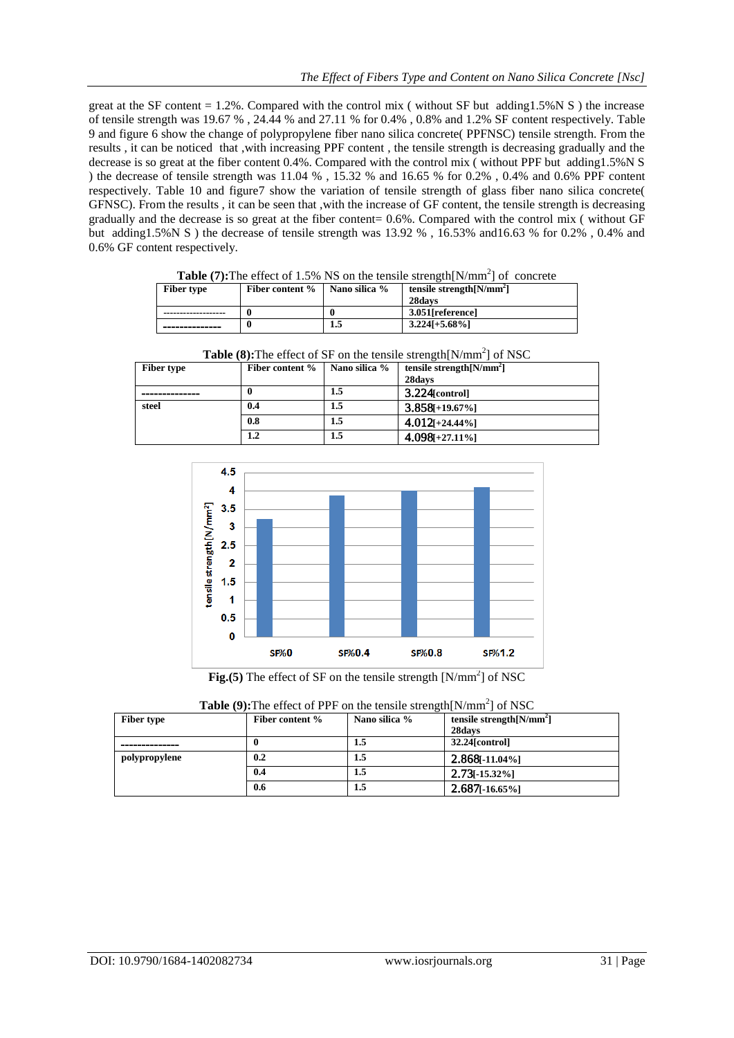great at the SF content = 1.2%. Compared with the control mix ( without SF but adding1.5%N S ) the increase of tensile strength was 19.67 % , 24.44 % and 27.11 % for 0.4% , 0.8% and 1.2% SF content respectively. Table 9 and figure 6 show the change of polypropylene fiber nano silica concrete( PPFNSC) tensile strength. From the results , it can be noticed that ,with increasing PPF content , the tensile strength is decreasing gradually and the decrease is so great at the fiber content 0.4%. Compared with the control mix ( without PPF but adding1.5%N S ) the decrease of tensile strength was 11.04 % , 15.32 % and 16.65 % for 0.2% , 0.4% and 0.6% PPF content respectively. Table 10 and figure7 show the variation of tensile strength of glass fiber nano silica concrete( GFNSC). From the results , it can be seen that ,with the increase of GF content, the tensile strength is decreasing gradually and the decrease is so great at the fiber content= 0.6%. Compared with the control mix ( without GF but adding1.5%N S ) the decrease of tensile strength was 13.92 % , 16.53% and16.63 % for 0.2% , 0.4% and 0.6% GF content respectively.

**Table (7):**The effect of 1.5% NS on the tensile strength[N/mm$^2$] of concrete

| Fiber type | Fiber content % | Nano silica % | tensile strength[N/mm$^2$] 28days |
|---|---|---|---|
| ------------------- | 0 | 0 | 3.051[reference] |
| -------------- | 0 | 1.5 | 3.224[+5.68%] |

**Table (8):**The effect of SF on the tensile strength[N/mm$^2$] of NSC

| Fiber type | Fiber content % | Nano silica % | tensile strength[N/mm$^2$] 28days |
|---|---|---|---|
| -------------- | 0 | 1.5 | 3.224[control] |
| steel | 0.4 | 1.5 | 3.858[+19.67%] |
| | 0.8 | 1.5 | 4.012[+24.44%] |
| | 1.2 | 1.5 | 4.098[+27.11%] |

**Fig.(5)** The effect of SF on the tensile strength [N/mm$^2$] of NSC

**Table (9):**The effect of PPF on the tensile strength[N/mm$^2$] of NSC

| Fiber type | Fiber content % | Nano silica % | tensile strength[N/mm$^2$] 28days |
|---|---|---|---|
| -------------- | 0 | 1.5 | 32.24[control] |
| polypropylene | 0.2 | 1.5 | 2.868[-11.04%] |
| | 0.4 | 1.5 | 2.73[-15.32%] |
| | 0.6 | 1.5 | 2.687[-16.65%] |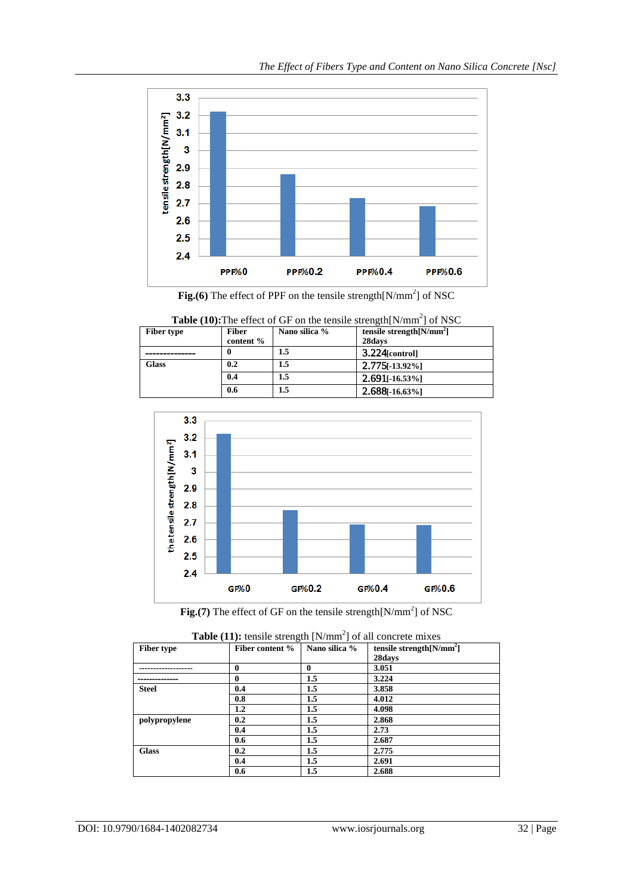Fig.(6) The effect of PPF on the tensile strength[N/mm$^2$] of NSC

**Table (10):** The effect of GF on the tensile strength[N/mm$^2$] of NSC

| Fiber type | Fiber content % | Nano silica % | tensile strength[N/mm$^2$] 28days |
|---|---|---|---|
| -------------- | 0 | 1.5 | 3.224[control] |
| Glass | 0.2 | 1.5 | 2.775[-13.92%] |
| | 0.4 | 1.5 | 2.691[-16.53%] |
| | 0.6 | 1.5 | 2.688[-16.63%] |

**Fig.(7)** The effect of GF on the tensile strength[N/mm$^2$] of NSC

**Table (11):** tensile strength [N/mm$^2$] of all concrete mixes

| Fiber type | Fiber content % | Nano silica % | tensile strength[N/mm$^2$] 28days |
|---|---|---|---|
| ------------------ | 0 | 0 | 3.051 |
| ------------- | 0 | 1.5 | 3.224 |
| Steel | 0.4 | 1.5 | 3.858 |
| | 0.8 | 1.5 | 4.012 |
| | 1.2 | 1.5 | 4.098 |
| polypropylene | 0.2 | 1.5 | 2.868 |
| | 0.4 | 1.5 | 2.73 |
| | 0.6 | 1.5 | 2.687 |
| Glass | 0.2 | 1.5 | 2.775 |
| | 0.4 | 1.5 | 2.691 |
| | 0.6 | 1.5 | 2.688 |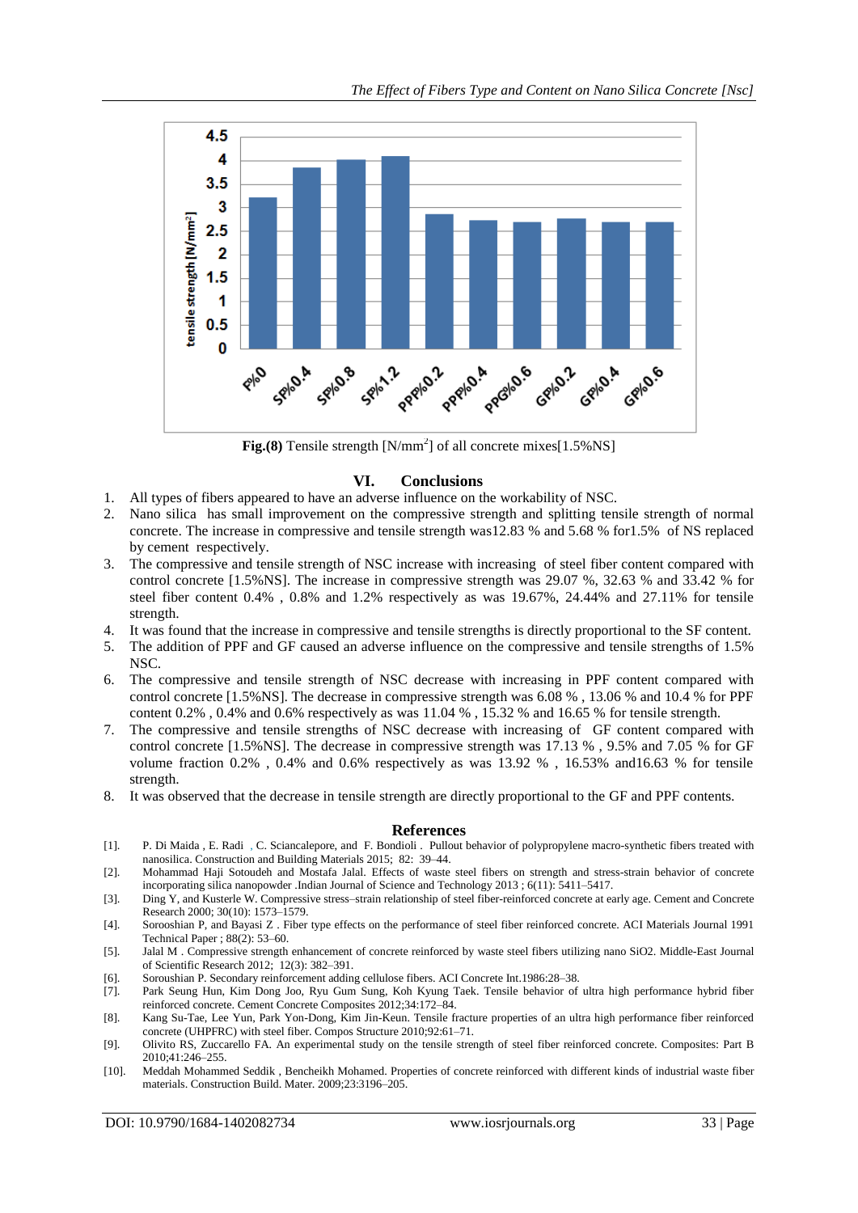Fig.(8) Tensile strength [N/mm$^2$] of all concrete mixes[1.5%NS]

## VI. Conclusions

1. All types of fibers appeared to have an adverse influence on the workability of NSC.
2. Nano silica has small improvement on the compressive strength and splitting tensile strength of normal concrete. The increase in compressive and tensile strength was12.83 % and 5.68 % for1.5% of NS replaced by cement respectively.
3. The compressive and tensile strength of NSC increase with increasing of steel fiber content compared with control concrete [1.5%NS]. The increase in compressive strength was 29.07 %, 32.63 % and 33.42 % for steel fiber content 0.4% , 0.8% and 1.2% respectively as was 19.67%, 24.44% and 27.11% for tensile strength.
4. It was found that the increase in compressive and tensile strengths is directly proportional to the SF content.
5. The addition of PPF and GF caused an adverse influence on the compressive and tensile strengths of 1.5% NSC.
6. The compressive and tensile strength of NSC decrease with increasing in PPF content compared with control concrete [1.5%NS]. The decrease in compressive strength was 6.08 % , 13.06 % and 10.4 % for PPF content 0.2% , 0.4% and 0.6% respectively as was 11.04 % , 15.32 % and 16.65 % for tensile strength.
7. The compressive and tensile strengths of NSC decrease with increasing of GF content compared with control concrete [1.5%NS]. The decrease in compressive strength was 17.13 % , 9.5% and 7.05 % for GF volume fraction 0.2% , 0.4% and 0.6% respectively as was 13.92 % , 16.53% and16.63 % for tensile strength.
8. It was observed that the decrease in tensile strength are directly proportional to the GF and PPF contents.

## References

[1]. P. Di Maida , E. Radi , C. Sciancalepore, and F. Bondioli . Pullout behavior of polypropylene macro-synthetic fibers treated with nanosilica. Construction and Building Materials 2015; 82: 39–44.

[2]. Mohammad Haji Sotoudeh and Mostafa Jalal. Effects of waste steel fibers on strength and stress-strain behavior of concrete incorporating silica nanopowder .Indian Journal of Science and Technology 2013 ; 6(11): 5411–5417.

[3]. Ding Y, and Kusterle W. Compressive stress–strain relationship of steel fiber-reinforced concrete at early age. Cement and Concrete Research 2000; 30(10): 1573–1579.

[4]. Sorooshian P, and Bayasi Z . Fiber type effects on the performance of steel fiber reinforced concrete. ACI Materials Journal 1991 Technical Paper ; 88(2): 53–60.

[5]. Jalal M . Compressive strength enhancement of concrete reinforced by waste steel fibers utilizing nano SiO2. Middle-East Journal of Scientific Research 2012; 12(3): 382–391.

[6]. Soroushian P. Secondary reinforcement adding cellulose fibers. ACI Concrete Int.1986:28–38.

[7]. Park Seung Hun, Kim Dong Joo, Ryu Gum Sung, Koh Kyung Taek. Tensile behavior of ultra high performance hybrid fiber reinforced concrete. Cement Concrete Composites 2012;34:172–84.

[8]. Kang Su-Tae, Lee Yun, Park Yon-Dong, Kim Jin-Keun. Tensile fracture properties of an ultra high performance fiber reinforced concrete (UHPFRC) with steel fiber. Compos Structure 2010;92:61–71.

[9]. Olivito RS, Zuccarello FA. An experimental study on the tensile strength of steel fiber reinforced concrete. Composites: Part B 2010;41:246–255.

[10]. Meddah Mohammed Seddik , Bencheikh Mohamed. Properties of concrete reinforced with different kinds of industrial waste fiber materials. Construction Build. Mater. 2009;23:3196–205.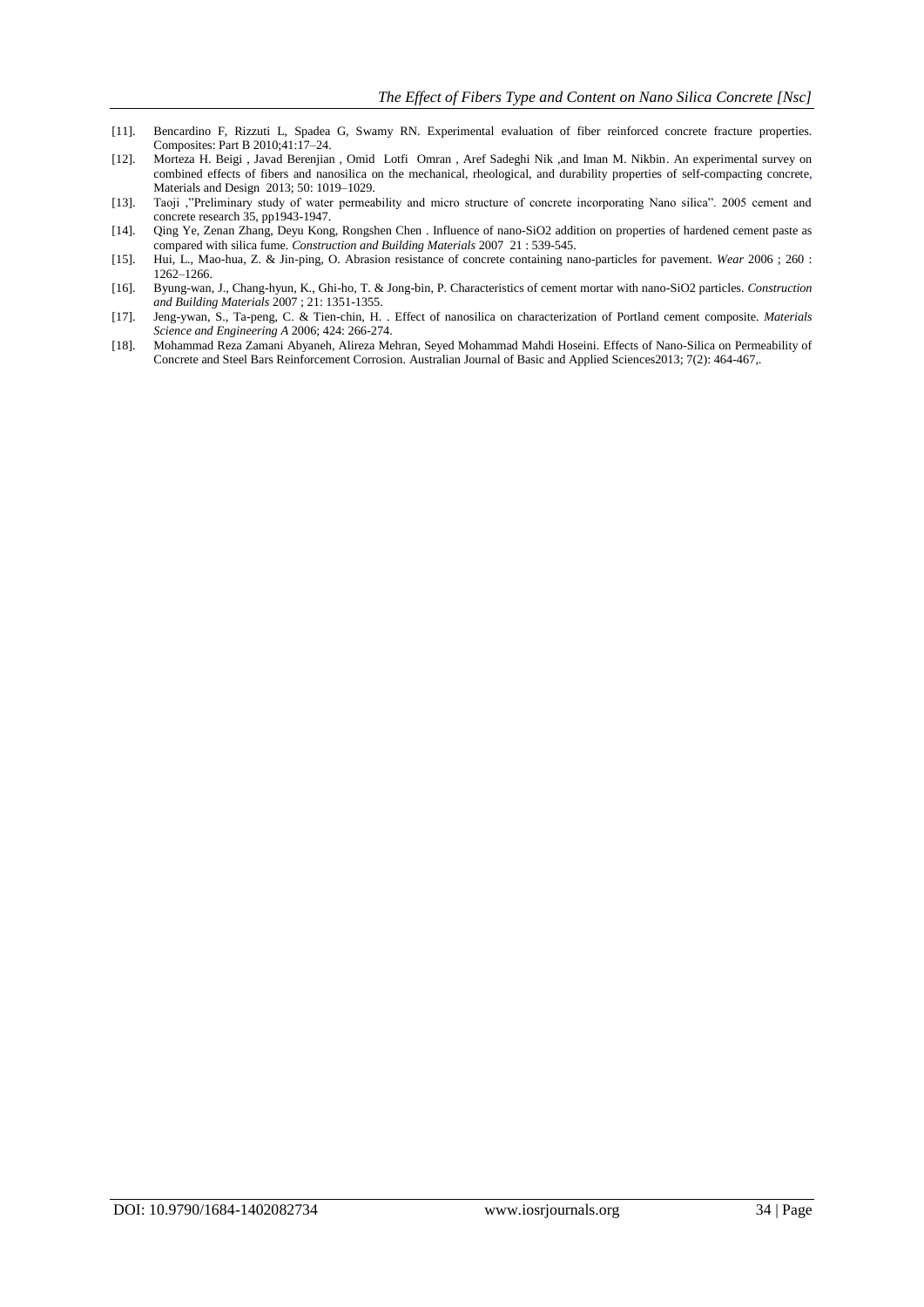[11]. Bencardino F, Rizzuti L, Spadea G, Swamy RN. Experimental evaluation of fiber reinforced concrete fracture properties. Composites: Part B 2010;41:17–24.

[12]. Morteza H. Beigi , Javad Berenjian , Omid Lotfi Omran , Aref Sadeghi Nik ,and Iman M. Nikbin. An experimental survey on combined effects of fibers and nanosilica on the mechanical, rheological, and durability properties of self-compacting concrete, Materials and Design 2013; 50: 1019–1029.

[13]. Taoji ,"Preliminary study of water permeability and micro structure of concrete incorporating Nano silica". 2005 cement and concrete research 35, pp1943-1947.

[14]. Qing Ye, Zenan Zhang, Deyu Kong, Rongshen Chen . Influence of nano-SiO2 addition on properties of hardened cement paste as compared with silica fume. *Construction and Building Materials* 2007 21 : 539-545.

[15]. Hui, L., Mao-hua, Z. & Jin-ping, O. Abrasion resistance of concrete containing nano-particles for pavement. *Wear* 2006 ; 260 : 1262–1266.

[16]. Byung-wan, J., Chang-hyun, K., Ghi-ho, T. & Jong-bin, P. Characteristics of cement mortar with nano-SiO2 particles. *Construction and Building Materials* 2007 ; 21: 1351-1355.

[17]. Jeng-ywan, S., Ta-peng, C. & Tien-chin, H. . Effect of nanosilica on characterization of Portland cement composite. *Materials Science and Engineering A* 2006; 424: 266-274.

[18]. Mohammad Reza Zamani Abyaneh, Alireza Mehran, Seyed Mohammad Mahdi Hoseini. Effects of Nano-Silica on Permeability of Concrete and Steel Bars Reinforcement Corrosion. Australian Journal of Basic and Applied Sciences2013; 7(2): 464-467,.